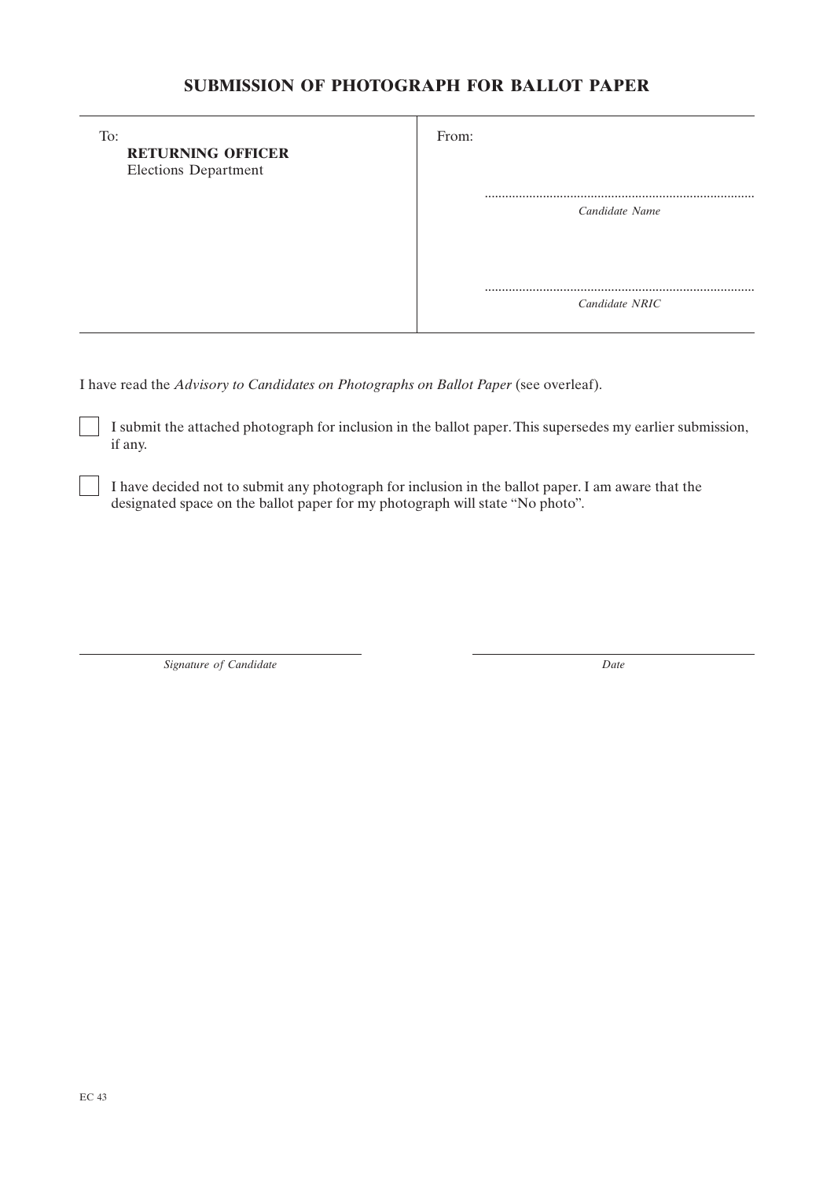# SUBMISSION OF PHOTOGRAPH FOR BALLOT PAPER

| To: | From: |
|---|---|
| **RETURNING OFFICER**<br>Elections Department | ..............................................................................<br>*Candidate Name*<br><br>..............................................................................<br>*Candidate NRIC* |

I have read the *Advisory to Candidates on Photographs on Ballot Paper* (see overleaf).

☐ I submit the attached photograph for inclusion in the ballot paper. This supersedes my earlier submission, if any.

☐ I have decided not to submit any photograph for inclusion in the ballot paper. I am aware that the designated space on the ballot paper for my photograph will state "No photo".

______________________________ ______________________________

*Signature of Candidate* *Date*

EC 43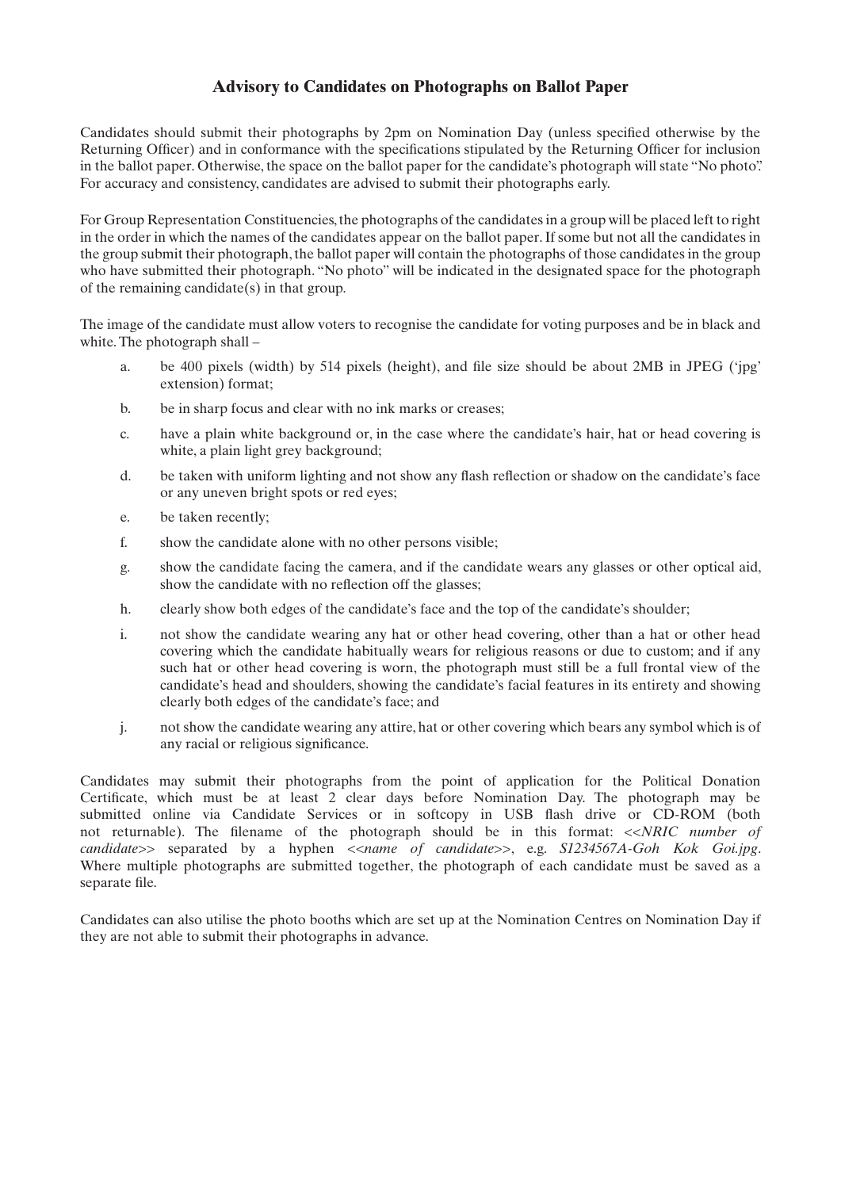## Advisory to Candidates on Photographs on Ballot Paper

Candidates should submit their photographs by 2pm on Nomination Day (unless specified otherwise by the Returning Officer) and in conformance with the specifications stipulated by the Returning Officer for inclusion in the ballot paper. Otherwise, the space on the ballot paper for the candidate's photograph will state "No photo". For accuracy and consistency, candidates are advised to submit their photographs early.

For Group Representation Constituencies, the photographs of the candidates in a group will be placed left to right in the order in which the names of the candidates appear on the ballot paper. If some but not all the candidates in the group submit their photograph, the ballot paper will contain the photographs of those candidates in the group who have submitted their photograph. "No photo" will be indicated in the designated space for the photograph of the remaining candidate(s) in that group.

The image of the candidate must allow voters to recognise the candidate for voting purposes and be in black and white. The photograph shall –

a. be 400 pixels (width) by 514 pixels (height), and file size should be about 2MB in JPEG ('jpg' extension) format;

b. be in sharp focus and clear with no ink marks or creases;

c. have a plain white background or, in the case where the candidate's hair, hat or head covering is white, a plain light grey background;

d. be taken with uniform lighting and not show any flash reflection or shadow on the candidate's face or any uneven bright spots or red eyes;

e. be taken recently;

f. show the candidate alone with no other persons visible;

g. show the candidate facing the camera, and if the candidate wears any glasses or other optical aid, show the candidate with no reflection off the glasses;

h. clearly show both edges of the candidate's face and the top of the candidate's shoulder;

i. not show the candidate wearing any hat or other head covering, other than a hat or other head covering which the candidate habitually wears for religious reasons or due to custom; and if any such hat or other head covering is worn, the photograph must still be a full frontal view of the candidate's head and shoulders, showing the candidate's facial features in its entirety and showing clearly both edges of the candidate's face; and

j. not show the candidate wearing any attire, hat or other covering which bears any symbol which is of any racial or religious significance.

Candidates may submit their photographs from the point of application for the Political Donation Certificate, which must be at least 2 clear days before Nomination Day. The photograph may be submitted online via Candidate Services or in softcopy in USB flash drive or CD-ROM (both not returnable). The filename of the photograph should be in this format: <<*NRIC number of candidate*>> separated by a hyphen <<*name of candidate*>>, e.g. *S1234567A-Goh Kok Goi.jpg*. Where multiple photographs are submitted together, the photograph of each candidate must be saved as a separate file.

Candidates can also utilise the photo booths which are set up at the Nomination Centres on Nomination Day if they are not able to submit their photographs in advance.